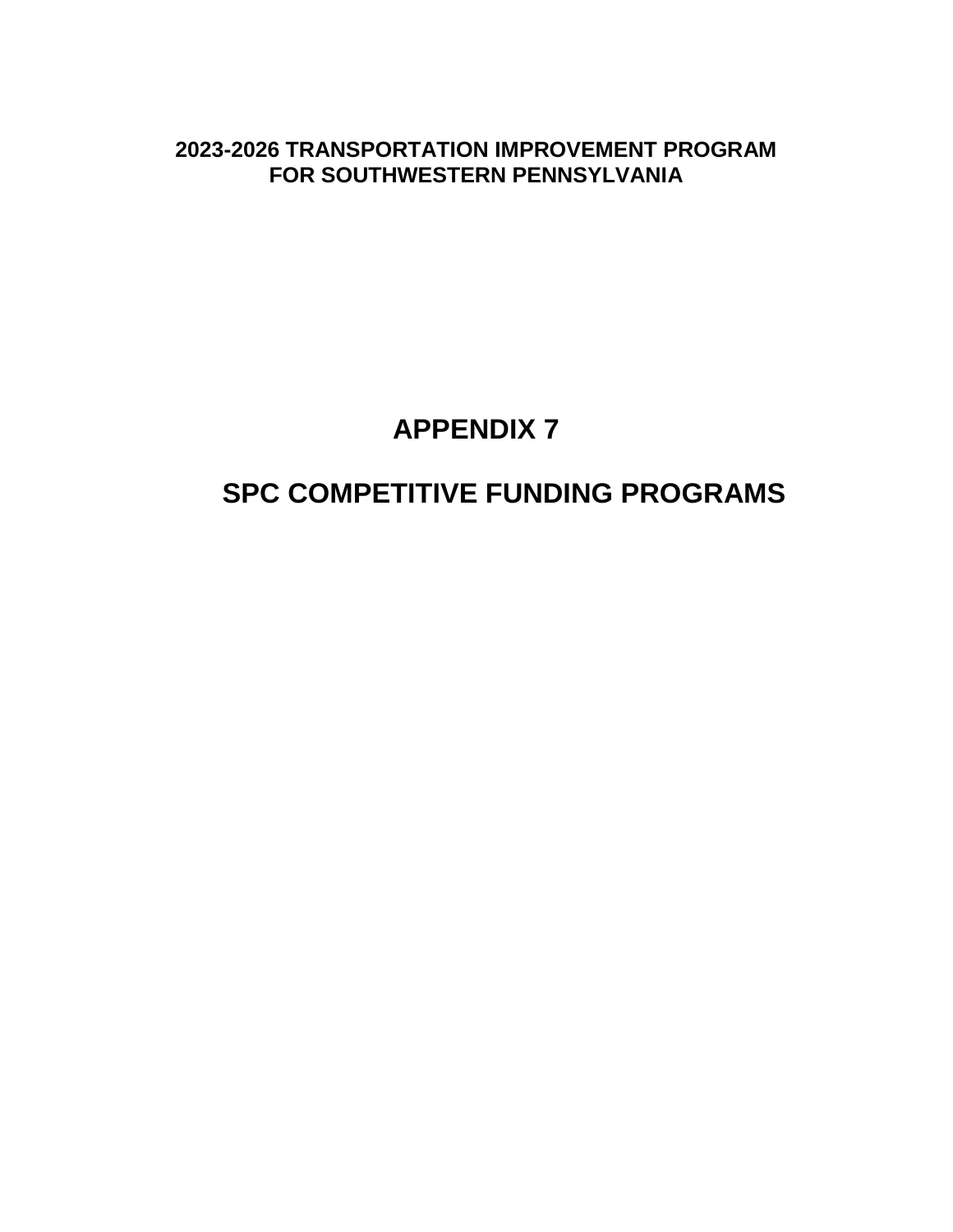**2023-2026 TRANSPORTATION IMPROVEMENT PROGRAM**
**FOR SOUTHWESTERN PENNSYLVANIA**

# APPENDIX 7

# SPC COMPETITIVE FUNDING PROGRAMS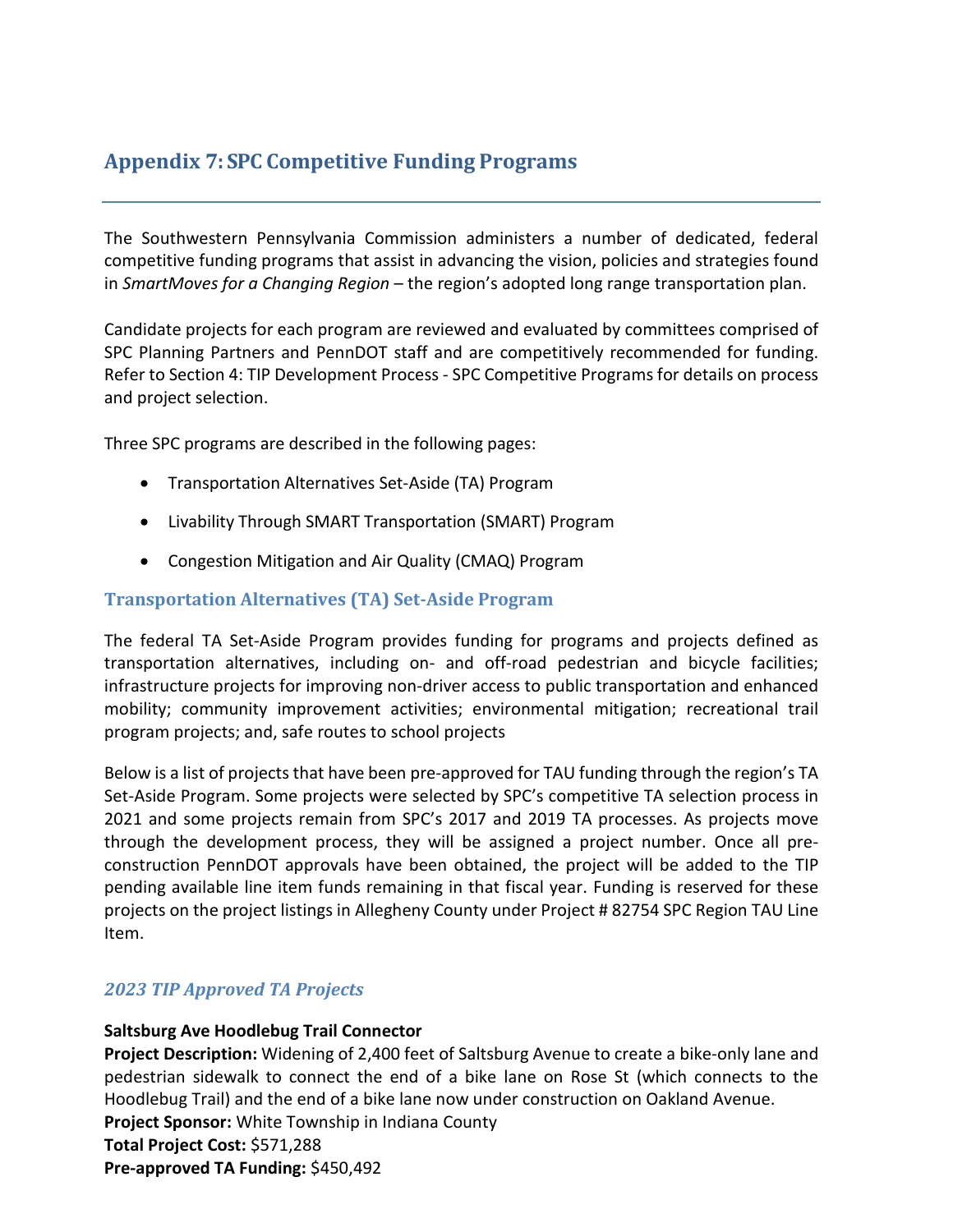# Appendix 7: SPC Competitive Funding Programs

The Southwestern Pennsylvania Commission administers a number of dedicated, federal competitive funding programs that assist in advancing the vision, policies and strategies found in *SmartMoves for a Changing Region* – the region's adopted long range transportation plan.

Candidate projects for each program are reviewed and evaluated by committees comprised of SPC Planning Partners and PennDOT staff and are competitively recommended for funding. Refer to Section 4: TIP Development Process - SPC Competitive Programs for details on process and project selection.

Three SPC programs are described in the following pages:

- Transportation Alternatives Set-Aside (TA) Program
- Livability Through SMART Transportation (SMART) Program
- Congestion Mitigation and Air Quality (CMAQ) Program

## Transportation Alternatives (TA) Set-Aside Program

The federal TA Set-Aside Program provides funding for programs and projects defined as transportation alternatives, including on- and off-road pedestrian and bicycle facilities; infrastructure projects for improving non-driver access to public transportation and enhanced mobility; community improvement activities; environmental mitigation; recreational trail program projects; and, safe routes to school projects

Below is a list of projects that have been pre-approved for TAU funding through the region's TA Set-Aside Program. Some projects were selected by SPC's competitive TA selection process in 2021 and some projects remain from SPC's 2017 and 2019 TA processes. As projects move through the development process, they will be assigned a project number. Once all pre-construction PennDOT approvals have been obtained, the project will be added to the TIP pending available line item funds remaining in that fiscal year. Funding is reserved for these projects on the project listings in Allegheny County under Project # 82754 SPC Region TAU Line Item.

### *2023 TIP Approved TA Projects*

**Saltsburg Ave Hoodlebug Trail Connector**
**Project Description:** Widening of 2,400 feet of Saltsburg Avenue to create a bike-only lane and pedestrian sidewalk to connect the end of a bike lane on Rose St (which connects to the Hoodlebug Trail) and the end of a bike lane now under construction on Oakland Avenue.
**Project Sponsor:** White Township in Indiana County
**Total Project Cost:** $571,288
**Pre-approved TA Funding:** $450,492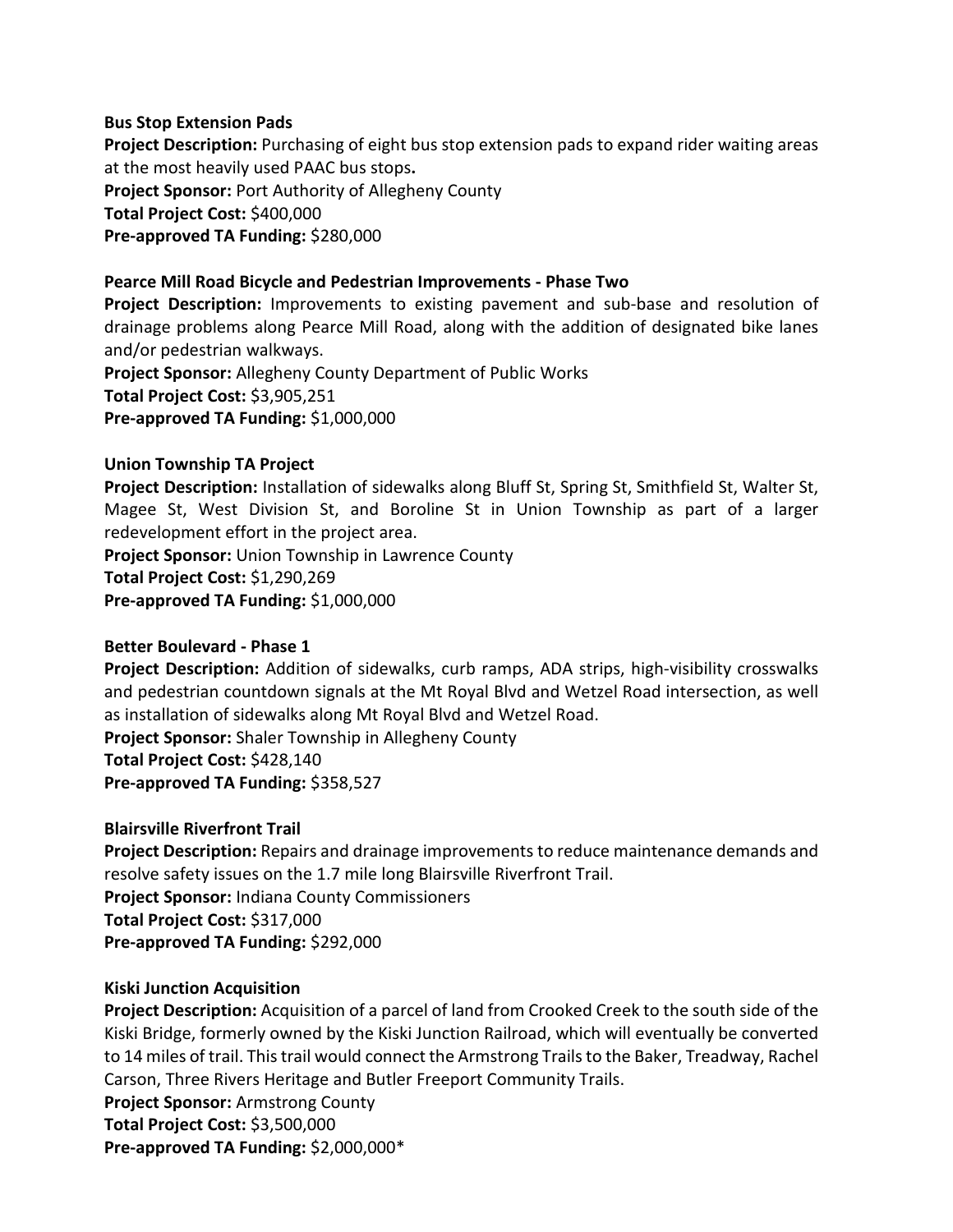**Bus Stop Extension Pads**
**Project Description:** Purchasing of eight bus stop extension pads to expand rider waiting areas at the most heavily used PAAC bus stops**.**
**Project Sponsor:** Port Authority of Allegheny County
**Total Project Cost:** $400,000
**Pre-approved TA Funding:** $280,000

**Pearce Mill Road Bicycle and Pedestrian Improvements - Phase Two**
**Project Description:** Improvements to existing pavement and sub-base and resolution of drainage problems along Pearce Mill Road, along with the addition of designated bike lanes and/or pedestrian walkways.
**Project Sponsor:** Allegheny County Department of Public Works
**Total Project Cost:** $3,905,251
**Pre-approved TA Funding:** $1,000,000

**Union Township TA Project**
**Project Description:** Installation of sidewalks along Bluff St, Spring St, Smithfield St, Walter St, Magee St, West Division St, and Boroline St in Union Township as part of a larger redevelopment effort in the project area.
**Project Sponsor:** Union Township in Lawrence County
**Total Project Cost:** $1,290,269
**Pre-approved TA Funding:** $1,000,000

**Better Boulevard - Phase 1**
**Project Description:** Addition of sidewalks, curb ramps, ADA strips, high-visibility crosswalks and pedestrian countdown signals at the Mt Royal Blvd and Wetzel Road intersection, as well as installation of sidewalks along Mt Royal Blvd and Wetzel Road.
**Project Sponsor:** Shaler Township in Allegheny County
**Total Project Cost:** $428,140
**Pre-approved TA Funding:** $358,527

**Blairsville Riverfront Trail**
**Project Description:** Repairs and drainage improvements to reduce maintenance demands and resolve safety issues on the 1.7 mile long Blairsville Riverfront Trail.
**Project Sponsor:** Indiana County Commissioners
**Total Project Cost:** $317,000
**Pre-approved TA Funding:** $292,000

**Kiski Junction Acquisition**
**Project Description:** Acquisition of a parcel of land from Crooked Creek to the south side of the Kiski Bridge, formerly owned by the Kiski Junction Railroad, which will eventually be converted to 14 miles of trail. This trail would connect the Armstrong Trails to the Baker, Treadway, Rachel Carson, Three Rivers Heritage and Butler Freeport Community Trails.
**Project Sponsor:** Armstrong County
**Total Project Cost:** $3,500,000
**Pre-approved TA Funding:** $2,000,000*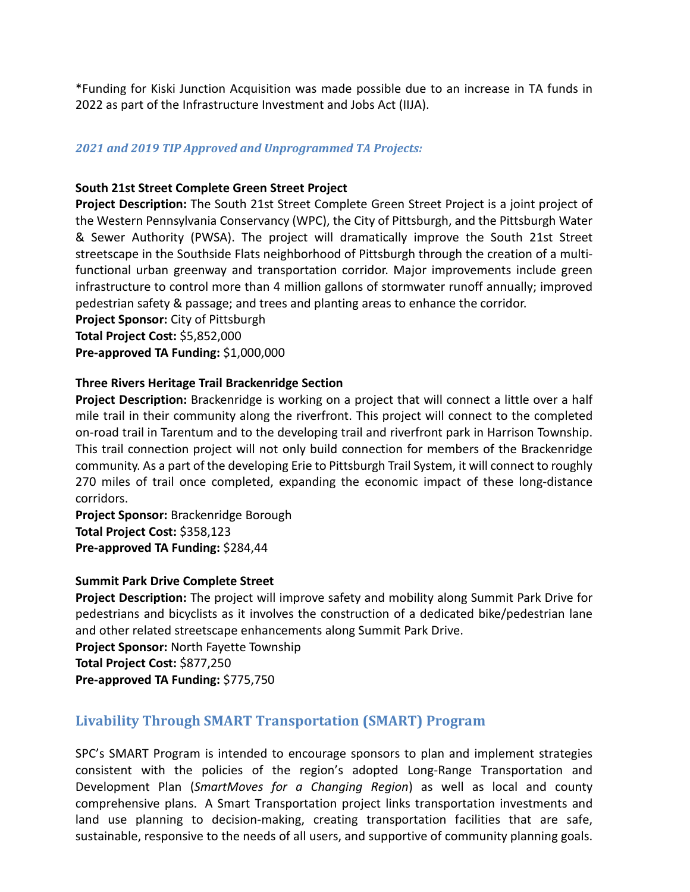*Funding for Kiski Junction Acquisition was made possible due to an increase in TA funds in 2022 as part of the Infrastructure Investment and Jobs Act (IIJA).

### *2021 and 2019 TIP Approved and Unprogrammed TA Projects:*

**South 21st Street Complete Green Street Project**
**Project Description:** The South 21st Street Complete Green Street Project is a joint project of the Western Pennsylvania Conservancy (WPC), the City of Pittsburgh, and the Pittsburgh Water & Sewer Authority (PWSA). The project will dramatically improve the South 21st Street streetscape in the Southside Flats neighborhood of Pittsburgh through the creation of a multi-functional urban greenway and transportation corridor. Major improvements include green infrastructure to control more than 4 million gallons of stormwater runoff annually; improved pedestrian safety & passage; and trees and planting areas to enhance the corridor.
**Project Sponsor:** City of Pittsburgh
**Total Project Cost:** $5,852,000
**Pre-approved TA Funding:** $1,000,000

**Three Rivers Heritage Trail Brackenridge Section**
**Project Description:** Brackenridge is working on a project that will connect a little over a half mile trail in their community along the riverfront. This project will connect to the completed on-road trail in Tarentum and to the developing trail and riverfront park in Harrison Township. This trail connection project will not only build connection for members of the Brackenridge community. As a part of the developing Erie to Pittsburgh Trail System, it will connect to roughly 270 miles of trail once completed, expanding the economic impact of these long-distance corridors.
**Project Sponsor:** Brackenridge Borough
**Total Project Cost:** $358,123
**Pre-approved TA Funding:** $284,44

**Summit Park Drive Complete Street**
**Project Description:** The project will improve safety and mobility along Summit Park Drive for pedestrians and bicyclists as it involves the construction of a dedicated bike/pedestrian lane and other related streetscape enhancements along Summit Park Drive.
**Project Sponsor:** North Fayette Township
**Total Project Cost:** $877,250
**Pre-approved TA Funding:** $775,750

## Livability Through SMART Transportation (SMART) Program

SPC's SMART Program is intended to encourage sponsors to plan and implement strategies consistent with the policies of the region's adopted Long-Range Transportation and Development Plan (*SmartMoves for a Changing Region*) as well as local and county comprehensive plans. A Smart Transportation project links transportation investments and land use planning to decision-making, creating transportation facilities that are safe, sustainable, responsive to the needs of all users, and supportive of community planning goals.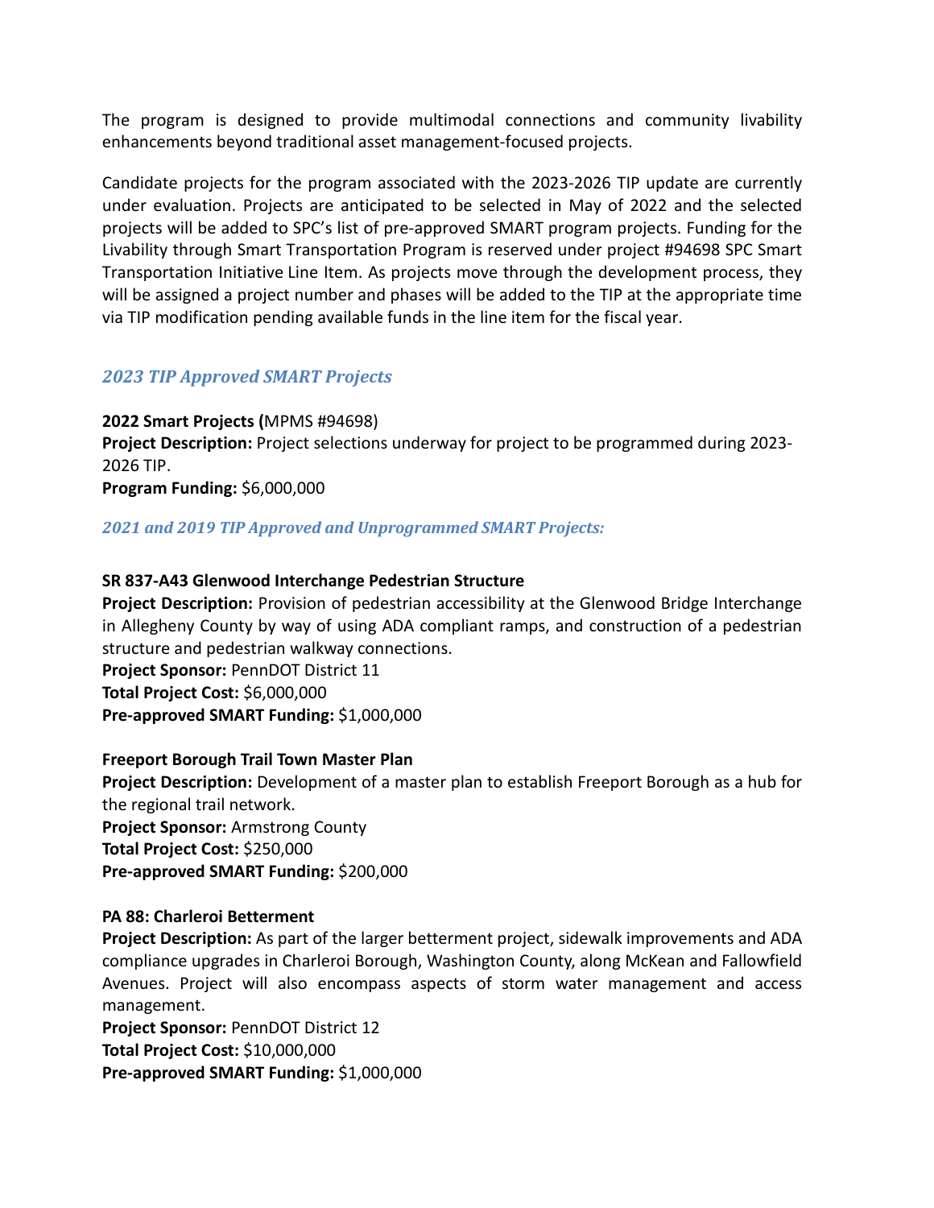The program is designed to provide multimodal connections and community livability enhancements beyond traditional asset management-focused projects.

Candidate projects for the program associated with the 2023-2026 TIP update are currently under evaluation. Projects are anticipated to be selected in May of 2022 and the selected projects will be added to SPC's list of pre-approved SMART program projects. Funding for the Livability through Smart Transportation Program is reserved under project #94698 SPC Smart Transportation Initiative Line Item. As projects move through the development process, they will be assigned a project number and phases will be added to the TIP at the appropriate time via TIP modification pending available funds in the line item for the fiscal year.

### *2023 TIP Approved SMART Projects*

**2022 Smart Projects (**MPMS #94698)
**Project Description:** Project selections underway for project to be programmed during 2023-2026 TIP.
**Program Funding:** $6,000,000

### *2021 and 2019 TIP Approved and Unprogrammed SMART Projects:*

**SR 837-A43 Glenwood Interchange Pedestrian Structure**
**Project Description:** Provision of pedestrian accessibility at the Glenwood Bridge Interchange in Allegheny County by way of using ADA compliant ramps, and construction of a pedestrian structure and pedestrian walkway connections.
**Project Sponsor:** PennDOT District 11
**Total Project Cost:** $6,000,000
**Pre-approved SMART Funding:** $1,000,000

**Freeport Borough Trail Town Master Plan**
**Project Description:** Development of a master plan to establish Freeport Borough as a hub for the regional trail network.
**Project Sponsor:** Armstrong County
**Total Project Cost:** $250,000
**Pre-approved SMART Funding:** $200,000

**PA 88: Charleroi Betterment**
**Project Description:** As part of the larger betterment project, sidewalk improvements and ADA compliance upgrades in Charleroi Borough, Washington County, along McKean and Fallowfield Avenues. Project will also encompass aspects of storm water management and access management.
**Project Sponsor:** PennDOT District 12
**Total Project Cost:** $10,000,000
**Pre-approved SMART Funding:** $1,000,000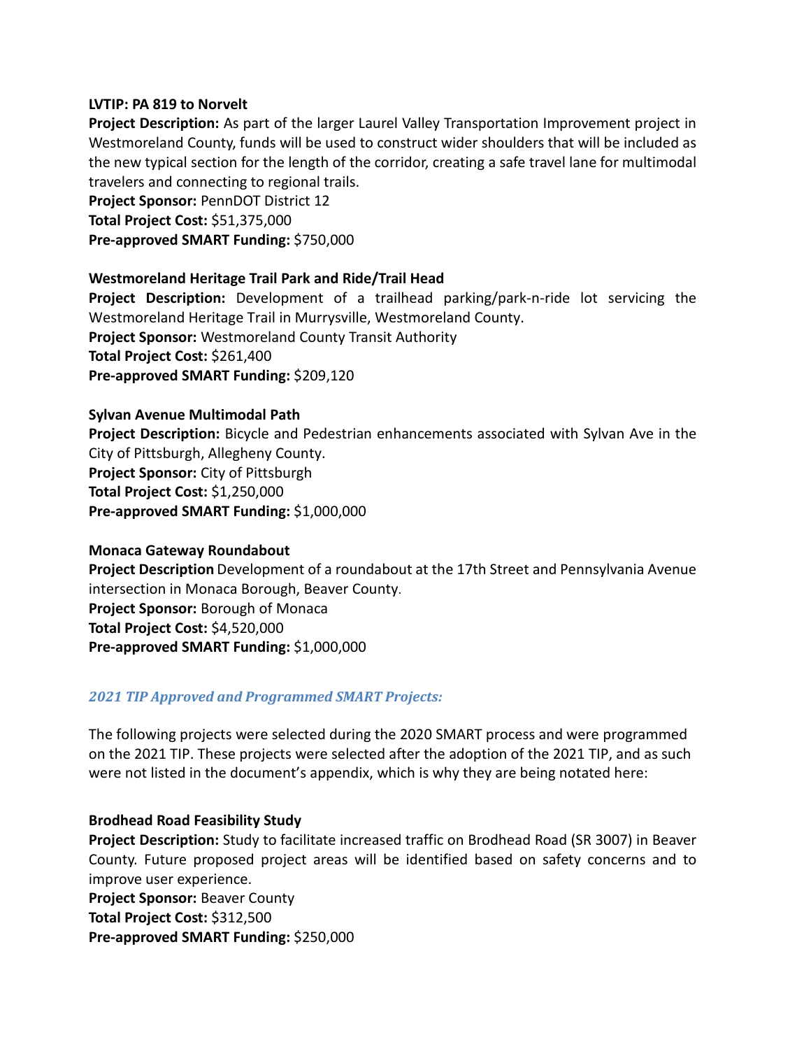**LVTIP: PA 819 to Norvelt**
**Project Description:** As part of the larger Laurel Valley Transportation Improvement project in Westmoreland County, funds will be used to construct wider shoulders that will be included as the new typical section for the length of the corridor, creating a safe travel lane for multimodal travelers and connecting to regional trails.
**Project Sponsor:** PennDOT District 12
**Total Project Cost:** $51,375,000
**Pre-approved SMART Funding:** $750,000

**Westmoreland Heritage Trail Park and Ride/Trail Head**
**Project Description:** Development of a trailhead parking/park-n-ride lot servicing the Westmoreland Heritage Trail in Murrysville, Westmoreland County.
**Project Sponsor:** Westmoreland County Transit Authority
**Total Project Cost:** $261,400
**Pre-approved SMART Funding:** $209,120

**Sylvan Avenue Multimodal Path**
**Project Description:** Bicycle and Pedestrian enhancements associated with Sylvan Ave in the City of Pittsburgh, Allegheny County.
**Project Sponsor:** City of Pittsburgh
**Total Project Cost:** $1,250,000
**Pre-approved SMART Funding:** $1,000,000

**Monaca Gateway Roundabout**
**Project Description** Development of a roundabout at the 17th Street and Pennsylvania Avenue intersection in Monaca Borough, Beaver County.
**Project Sponsor:** Borough of Monaca
**Total Project Cost:** $4,520,000
**Pre-approved SMART Funding:** $1,000,000

### *2021 TIP Approved and Programmed SMART Projects:*

The following projects were selected during the 2020 SMART process and were programmed on the 2021 TIP. These projects were selected after the adoption of the 2021 TIP, and as such were not listed in the document's appendix, which is why they are being notated here:

**Brodhead Road Feasibility Study**
**Project Description:** Study to facilitate increased traffic on Brodhead Road (SR 3007) in Beaver County. Future proposed project areas will be identified based on safety concerns and to improve user experience.
**Project Sponsor:** Beaver County
**Total Project Cost:** $312,500
**Pre-approved SMART Funding:** $250,000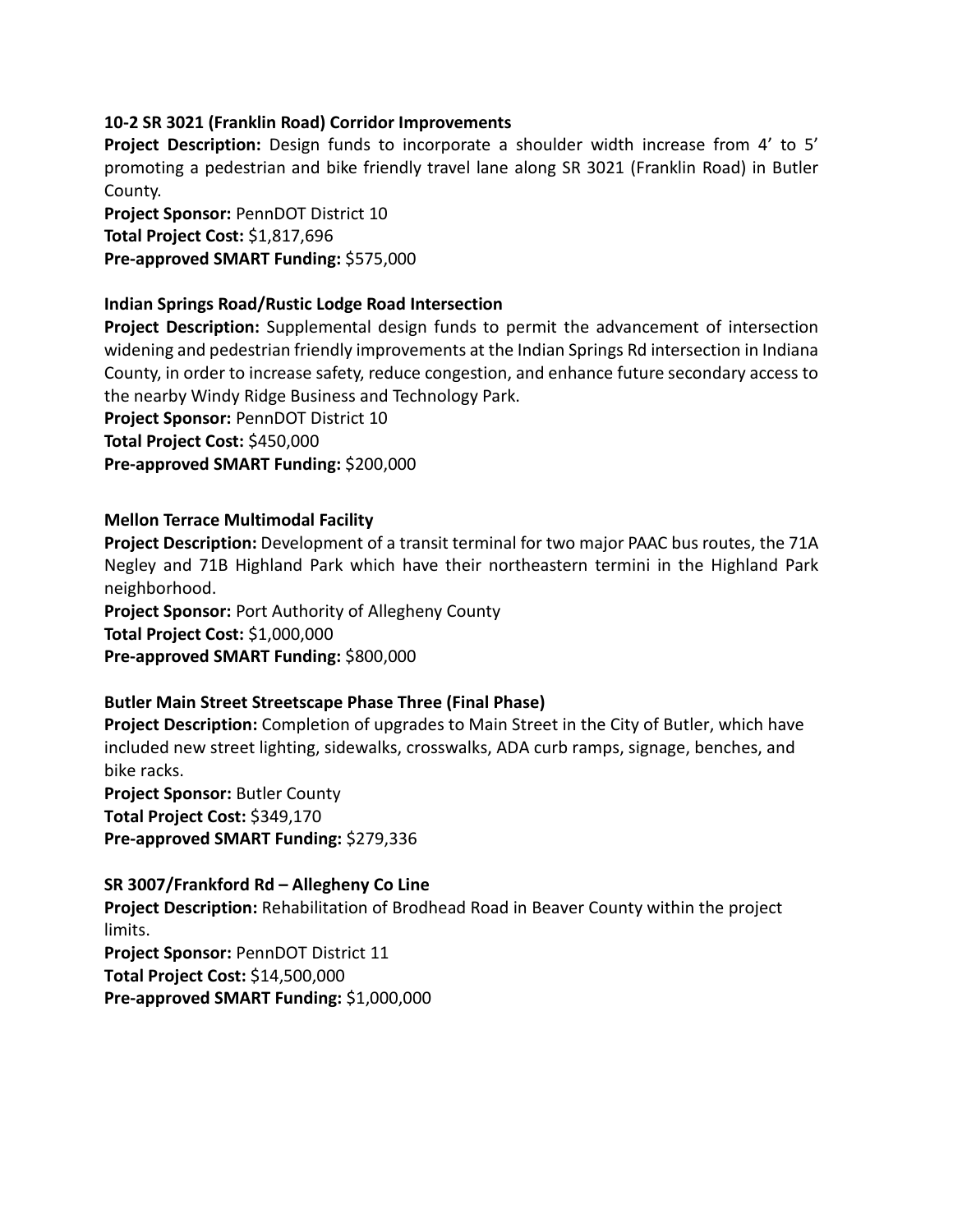**10-2 SR 3021 (Franklin Road) Corridor Improvements**

**Project Description:** Design funds to incorporate a shoulder width increase from 4' to 5' promoting a pedestrian and bike friendly travel lane along SR 3021 (Franklin Road) in Butler County.

**Project Sponsor:** PennDOT District 10

**Total Project Cost:** $1,817,696

**Pre-approved SMART Funding:** $575,000

**Indian Springs Road/Rustic Lodge Road Intersection**

**Project Description:** Supplemental design funds to permit the advancement of intersection widening and pedestrian friendly improvements at the Indian Springs Rd intersection in Indiana County, in order to increase safety, reduce congestion, and enhance future secondary access to the nearby Windy Ridge Business and Technology Park.

**Project Sponsor:** PennDOT District 10

**Total Project Cost:** $450,000

**Pre-approved SMART Funding:** $200,000

**Mellon Terrace Multimodal Facility**

**Project Description:** Development of a transit terminal for two major PAAC bus routes, the 71A Negley and 71B Highland Park which have their northeastern termini in the Highland Park neighborhood.

**Project Sponsor:** Port Authority of Allegheny County

**Total Project Cost:** $1,000,000

**Pre-approved SMART Funding:** $800,000

**Butler Main Street Streetscape Phase Three (Final Phase)**

**Project Description:** Completion of upgrades to Main Street in the City of Butler, which have included new street lighting, sidewalks, crosswalks, ADA curb ramps, signage, benches, and bike racks.

**Project Sponsor:** Butler County

**Total Project Cost:** $349,170

**Pre-approved SMART Funding:** $279,336

**SR 3007/Frankford Rd – Allegheny Co Line**

**Project Description:** Rehabilitation of Brodhead Road in Beaver County within the project limits.

**Project Sponsor:** PennDOT District 11

**Total Project Cost:** $14,500,000

**Pre-approved SMART Funding:** $1,000,000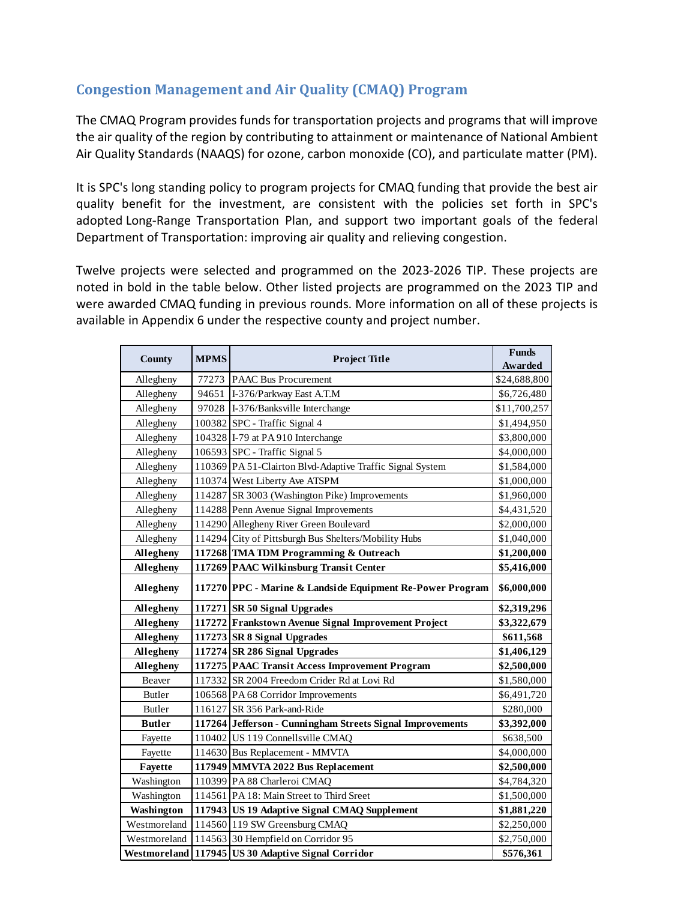## Congestion Management and Air Quality (CMAQ) Program

The CMAQ Program provides funds for transportation projects and programs that will improve the air quality of the region by contributing to attainment or maintenance of National Ambient Air Quality Standards (NAAQS) for ozone, carbon monoxide (CO), and particulate matter (PM).

It is SPC's long standing policy to program projects for CMAQ funding that provide the best air quality benefit for the investment, are consistent with the policies set forth in SPC's adopted Long-Range Transportation Plan, and support two important goals of the federal Department of Transportation: improving air quality and relieving congestion.

Twelve projects were selected and programmed on the 2023-2026 TIP. These projects are noted in bold in the table below. Other listed projects are programmed on the 2023 TIP and were awarded CMAQ funding in previous rounds. More information on all of these projects is available in Appendix 6 under the respective county and project number.

| County | MPMS | Project Title | Funds Awarded |
|---|---|---|---|
| Allegheny | 77273 | PAAC Bus Procurement | $24,688,800 |
| Allegheny | 94651 | I-376/Parkway East A.T.M | $6,726,480 |
| Allegheny | 97028 | I-376/Banksville Interchange | $11,700,257 |
| Allegheny | 100382 | SPC - Traffic Signal 4 | $1,494,950 |
| Allegheny | 104328 | I-79 at PA 910 Interchange | $3,800,000 |
| Allegheny | 106593 | SPC - Traffic Signal 5 | $4,000,000 |
| Allegheny | 110369 | PA 51-Clairton Blvd-Adaptive Traffic Signal System | $1,584,000 |
| Allegheny | 110374 | West Liberty Ave ATSPM | $1,000,000 |
| Allegheny | 114287 | SR 3003 (Washington Pike) Improvements | $1,960,000 |
| Allegheny | 114288 | Penn Avenue Signal Improvements | $4,431,520 |
| Allegheny | 114290 | Allegheny River Green Boulevard | $2,000,000 |
| Allegheny | 114294 | City of Pittsburgh Bus Shelters/Mobility Hubs | $1,040,000 |
| **Allegheny** | **117268** | **TMA TDM Programming & Outreach** | **$1,200,000** |
| **Allegheny** | **117269** | **PAAC Wilkinsburg Transit Center** | **$5,416,000** |
| **Allegheny** | **117270** | **PPC - Marine & Landside Equipment Re-Power Program** | **$6,000,000** |
| **Allegheny** | **117271** | **SR 50 Signal Upgrades** | **$2,319,296** |
| **Allegheny** | **117272** | **Frankstown Avenue Signal Improvement Project** | **$3,322,679** |
| **Allegheny** | **117273** | **SR 8 Signal Upgrades** | **$611,568** |
| **Allegheny** | **117274** | **SR 286 Signal Upgrades** | **$1,406,129** |
| **Allegheny** | **117275** | **PAAC Transit Access Improvement Program** | **$2,500,000** |
| Beaver | 117332 | SR 2004 Freedom Crider Rd at Lovi Rd | $1,580,000 |
| Butler | 106568 | PA 68 Corridor Improvements | $6,491,720 |
| Butler | 116127 | SR 356 Park-and-Ride | $280,000 |
| **Butler** | **117264** | **Jefferson - Cunningham Streets Signal Improvements** | **$3,392,000** |
| Fayette | 110402 | US 119 Connellsville CMAQ | $638,500 |
| Fayette | 114630 | Bus Replacement - MMVTA | $4,000,000 |
| **Fayette** | **117949** | **MMVTA 2022 Bus Replacement** | **$2,500,000** |
| Washington | 110399 | PA 88 Charleroi CMAQ | $4,784,320 |
| Washington | 114561 | PA 18: Main Street to Third Sreet | $1,500,000 |
| **Washington** | **117943** | **US 19 Adaptive Signal CMAQ Supplement** | **$1,881,220** |
| Westmoreland | 114560 | 119 SW Greensburg CMAQ | $2,250,000 |
| Westmoreland | 114563 | 30 Hempfield on Corridor 95 | $2,750,000 |
| **Westmoreland** | **117945** | **US 30 Adaptive Signal Corridor** | **$576,361** |